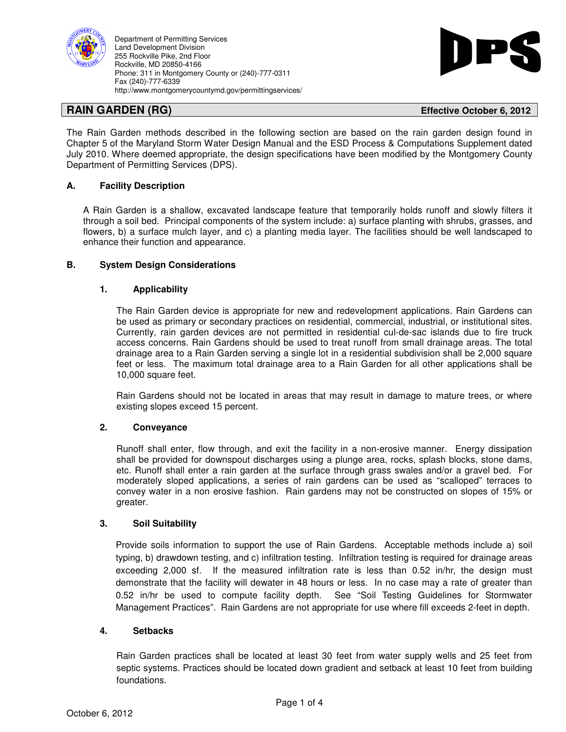Department of Permitting Services
Land Development Division
255 Rockville Pike, 2nd Floor
Rockville, MD 20850-4166
Phone: 311 in Montgomery County or (240)-777-0311
Fax (240)-777-6339
http://www.montgomerycountymd.gov/permittingservices/

DPS

# RAIN GARDEN (RG)

**Effective October 6, 2012**

The Rain Garden methods described in the following section are based on the rain garden design found in Chapter 5 of the Maryland Storm Water Design Manual and the ESD Process & Computations Supplement dated July 2010. Where deemed appropriate, the design specifications have been modified by the Montgomery County Department of Permitting Services (DPS).

## A. Facility Description

A Rain Garden is a shallow, excavated landscape feature that temporarily holds runoff and slowly filters it through a soil bed. Principal components of the system include: a) surface planting with shrubs, grasses, and flowers, b) a surface mulch layer, and c) a planting media layer. The facilities should be well landscaped to enhance their function and appearance.

## B. System Design Considerations

### 1. Applicability

The Rain Garden device is appropriate for new and redevelopment applications. Rain Gardens can be used as primary or secondary practices on residential, commercial, industrial, or institutional sites. Currently, rain garden devices are not permitted in residential cul-de-sac islands due to fire truck access concerns. Rain Gardens should be used to treat runoff from small drainage areas. The total drainage area to a Rain Garden serving a single lot in a residential subdivision shall be 2,000 square feet or less. The maximum total drainage area to a Rain Garden for all other applications shall be 10,000 square feet.

Rain Gardens should not be located in areas that may result in damage to mature trees, or where existing slopes exceed 15 percent.

### 2. Conveyance

Runoff shall enter, flow through, and exit the facility in a non-erosive manner. Energy dissipation shall be provided for downspout discharges using a plunge area, rocks, splash blocks, stone dams, etc. Runoff shall enter a rain garden at the surface through grass swales and/or a gravel bed. For moderately sloped applications, a series of rain gardens can be used as "scalloped" terraces to convey water in a non erosive fashion. Rain gardens may not be constructed on slopes of 15% or greater.

### 3. Soil Suitability

Provide soils information to support the use of Rain Gardens. Acceptable methods include a) soil typing, b) drawdown testing, and c) infiltration testing. Infiltration testing is required for drainage areas exceeding 2,000 sf. If the measured infiltration rate is less than 0.52 in/hr, the design must demonstrate that the facility will dewater in 48 hours or less. In no case may a rate of greater than 0.52 in/hr be used to compute facility depth. See "Soil Testing Guidelines for Stormwater Management Practices". Rain Gardens are not appropriate for use where fill exceeds 2-feet in depth.

### 4. Setbacks

Rain Garden practices shall be located at least 30 feet from water supply wells and 25 feet from septic systems. Practices should be located down gradient and setback at least 10 feet from building foundations.

October 6, 2012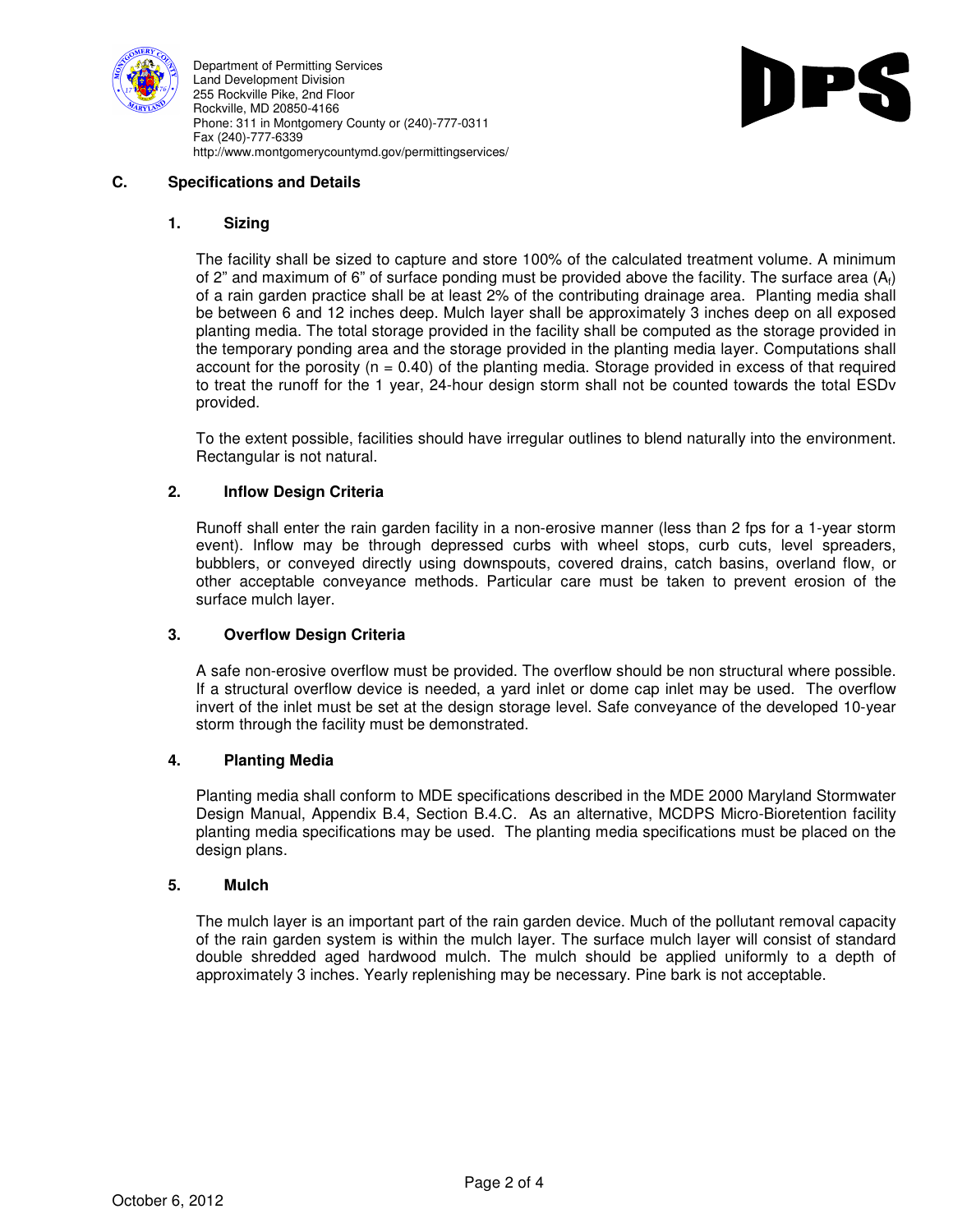## C. Specifications and Details

### 1. Sizing

The facility shall be sized to capture and store 100% of the calculated treatment volume. A minimum of 2" and maximum of 6" of surface ponding must be provided above the facility. The surface area ($A_f$) of a rain garden practice shall be at least 2% of the contributing drainage area. Planting media shall be between 6 and 12 inches deep. Mulch layer shall be approximately 3 inches deep on all exposed planting media. The total storage provided in the facility shall be computed as the storage provided in the temporary ponding area and the storage provided in the planting media layer. Computations shall account for the porosity ($n = 0.40$) of the planting media. Storage provided in excess of that required to treat the runoff for the 1 year, 24-hour design storm shall not be counted towards the total ESDv provided.

To the extent possible, facilities should have irregular outlines to blend naturally into the environment. Rectangular is not natural.

### 2. Inflow Design Criteria

Runoff shall enter the rain garden facility in a non-erosive manner (less than 2 fps for a 1-year storm event). Inflow may be through depressed curbs with wheel stops, curb cuts, level spreaders, bubblers, or conveyed directly using downspouts, covered drains, catch basins, overland flow, or other acceptable conveyance methods. Particular care must be taken to prevent erosion of the surface mulch layer.

### 3. Overflow Design Criteria

A safe non-erosive overflow must be provided. The overflow should be non structural where possible. If a structural overflow device is needed, a yard inlet or dome cap inlet may be used. The overflow invert of the inlet must be set at the design storage level. Safe conveyance of the developed 10-year storm through the facility must be demonstrated.

### 4. Planting Media

Planting media shall conform to MDE specifications described in the MDE 2000 Maryland Stormwater Design Manual, Appendix B.4, Section B.4.C. As an alternative, MCDPS Micro-Bioretention facility planting media specifications may be used. The planting media specifications must be placed on the design plans.

### 5. Mulch

The mulch layer is an important part of the rain garden device. Much of the pollutant removal capacity of the rain garden system is within the mulch layer. The surface mulch layer will consist of standard double shredded aged hardwood mulch. The mulch should be applied uniformly to a depth of approximately 3 inches. Yearly replenishing may be necessary. Pine bark is not acceptable.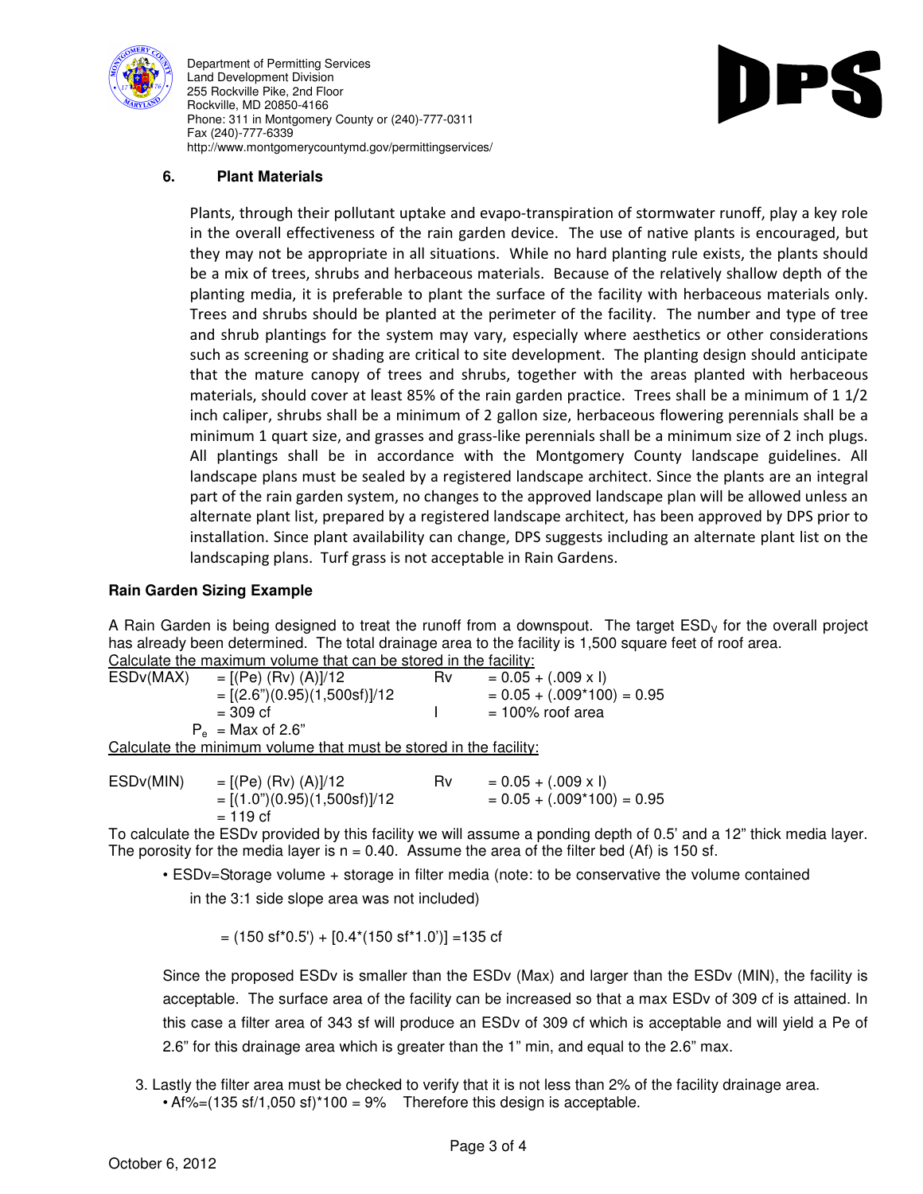### 6. Plant Materials

Plants, through their pollutant uptake and evapo-transpiration of stormwater runoff, play a key role in the overall effectiveness of the rain garden device. The use of native plants is encouraged, but they may not be appropriate in all situations. While no hard planting rule exists, the plants should be a mix of trees, shrubs and herbaceous materials. Because of the relatively shallow depth of the planting media, it is preferable to plant the surface of the facility with herbaceous materials only. Trees and shrubs should be planted at the perimeter of the facility. The number and type of tree and shrub plantings for the system may vary, especially where aesthetics or other considerations such as screening or shading are critical to site development. The planting design should anticipate that the mature canopy of trees and shrubs, together with the areas planted with herbaceous materials, should cover at least 85% of the rain garden practice. Trees shall be a minimum of 1 1/2 inch caliper, shrubs shall be a minimum of 2 gallon size, herbaceous flowering perennials shall be a minimum 1 quart size, and grasses and grass-like perennials shall be a minimum size of 2 inch plugs. All plantings shall be in accordance with the Montgomery County landscape guidelines. All landscape plans must be sealed by a registered landscape architect. Since the plants are an integral part of the rain garden system, no changes to the approved landscape plan will be allowed unless an alternate plant list, prepared by a registered landscape architect, has been approved by DPS prior to installation. Since plant availability can change, DPS suggests including an alternate plant list on the landscaping plans. Turf grass is not acceptable in Rain Gardens.

**Rain Garden Sizing Example**

A Rain Garden is being designed to treat the runoff from a downspout. The target $ESD_V$ for the overall project has already been determined. The total drainage area to the facility is 1,500 square feet of roof area.

Calculate the maximum volume that can be stored in the facility:

ESDv(MAX) = [(Pe) (Rv) (A)]/12 = [(2.6")(0.95)(1,500sf)]/12 = 309 cf

Rv = 0.05 + (.009 x I) = 0.05 + (.009*100) = 0.95

I = 100% roof area

$P_e$ = Max of 2.6"

Calculate the minimum volume that must be stored in the facility:

ESDv(MIN) = [(Pe) (Rv) (A)]/12 = [(1.0")(0.95)(1,500sf)]/12 = 119 cf

Rv = 0.05 + (.009 x I) = 0.05 + (.009*100) = 0.95

To calculate the ESDv provided by this facility we will assume a ponding depth of 0.5' and a 12" thick media layer. The porosity for the media layer is n = 0.40. Assume the area of the filter bed (Af) is 150 sf.

- ESDv=Storage volume + storage in filter media (note: to be conservative the volume contained in the 3:1 side slope area was not included)

  = (150 sf*0.5') + [0.4*(150 sf*1.0')] =135 cf

Since the proposed ESDv is smaller than the ESDv (Max) and larger than the ESDv (MIN), the facility is acceptable. The surface area of the facility can be increased so that a max ESDv of 309 cf is attained. In this case a filter area of 343 sf will produce an ESDv of 309 cf which is acceptable and will yield a Pe of 2.6" for this drainage area which is greater than the 1" min, and equal to the 2.6" max.

3. Lastly the filter area must be checked to verify that it is not less than 2% of the facility drainage area.
   - Af%=(135 sf/1,050 sf)*100 = 9% Therefore this design is acceptable.

October 6, 2012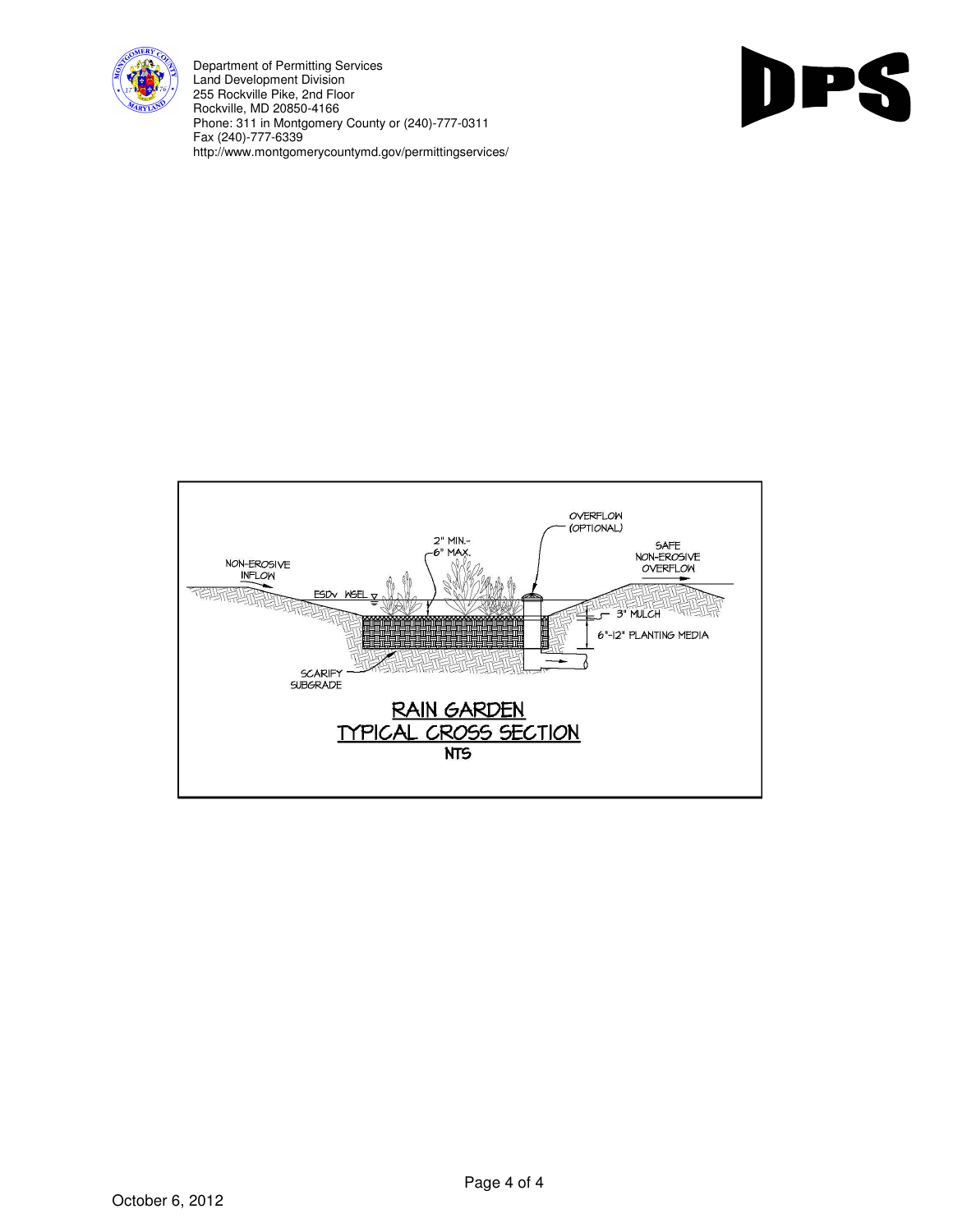Department of Permitting Services
Land Development Division
255 Rockville Pike, 2nd Floor
Rockville, MD 20850-4166
Phone: 311 in Montgomery County or (240)-777-0311
Fax (240)-777-6339
http://www.montgomerycountymd.gov/permittingservices/

DPS

OVERFLOW (OPTIONAL)

2" MIN.-6" MAX.

SAFE NON-EROSIVE OVERFLOW

NON-EROSIVE INFLOW

ESDv WSEL

3" MULCH

6"-12" PLANTING MEDIA

SCARIFY SUBGRADE

RAIN GARDEN
TYPICAL CROSS SECTION
NTS

October 6, 2012